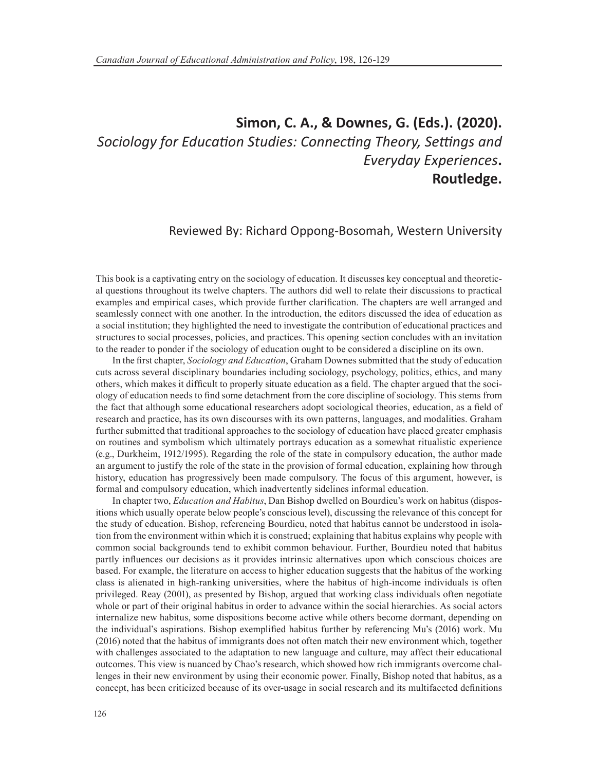# Simon, C. A., & Downes, G. (Eds.). (2020). *Sociology for Education Studies: Connecting Theory, Settings and Everyday Experiences*. Routledge.

## Reviewed By: Richard Oppong-Bosomah, Western University

This book is a captivating entry on the sociology of education. It discusses key conceptual and theoretical questions throughout its twelve chapters. The authors did well to relate their discussions to practical examples and empirical cases, which provide further clarification. The chapters are well arranged and seamlessly connect with one another. In the introduction, the editors discussed the idea of education as a social institution; they highlighted the need to investigate the contribution of educational practices and structures to social processes, policies, and practices. This opening section concludes with an invitation to the reader to ponder if the sociology of education ought to be considered a discipline on its own.

In the first chapter, *Sociology and Education*, Graham Downes submitted that the study of education cuts across several disciplinary boundaries including sociology, psychology, politics, ethics, and many others, which makes it difficult to properly situate education as a field. The chapter argued that the sociology of education needs to find some detachment from the core discipline of sociology. This stems from the fact that although some educational researchers adopt sociological theories, education, as a field of research and practice, has its own discourses with its own patterns, languages, and modalities. Graham further submitted that traditional approaches to the sociology of education have placed greater emphasis on routines and symbolism which ultimately portrays education as a somewhat ritualistic experience (e.g., Durkheim, 1912/1995). Regarding the role of the state in compulsory education, the author made an argument to justify the role of the state in the provision of formal education, explaining how through history, education has progressively been made compulsory. The focus of this argument, however, is formal and compulsory education, which inadvertently sidelines informal education.

In chapter two, *Education and Habitus*, Dan Bishop dwelled on Bourdieu's work on habitus (dispositions which usually operate below people's conscious level), discussing the relevance of this concept for the study of education. Bishop, referencing Bourdieu, noted that habitus cannot be understood in isolation from the environment within which it is construed; explaining that habitus explains why people with common social backgrounds tend to exhibit common behaviour. Further, Bourdieu noted that habitus partly influences our decisions as it provides intrinsic alternatives upon which conscious choices are based. For example, the literature on access to higher education suggests that the habitus of the working class is alienated in high-ranking universities, where the habitus of high-income individuals is often privileged. Reay (2001), as presented by Bishop, argued that working class individuals often negotiate whole or part of their original habitus in order to advance within the social hierarchies. As social actors internalize new habitus, some dispositions become active while others become dormant, depending on the individual's aspirations. Bishop exemplified habitus further by referencing Mu's (2016) work. Mu (2016) noted that the habitus of immigrants does not often match their new environment which, together with challenges associated to the adaptation to new language and culture, may affect their educational outcomes. This view is nuanced by Chao's research, which showed how rich immigrants overcome challenges in their new environment by using their economic power. Finally, Bishop noted that habitus, as a concept, has been criticized because of its over-usage in social research and its multifaceted definitions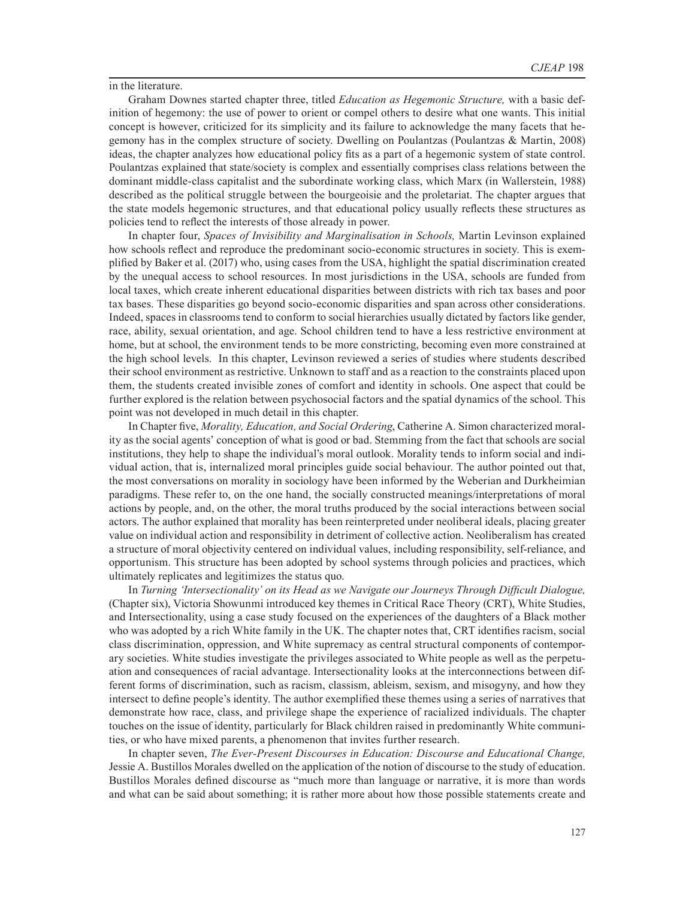in the literature.

Graham Downes started chapter three, titled *Education as Hegemonic Structure,* with a basic definition of hegemony: the use of power to orient or compel others to desire what one wants. This initial concept is however, criticized for its simplicity and its failure to acknowledge the many facets that hegemony has in the complex structure of society. Dwelling on Poulantzas (Poulantzas & Martin, 2008) ideas, the chapter analyzes how educational policy fits as a part of a hegemonic system of state control. Poulantzas explained that state/society is complex and essentially comprises class relations between the dominant middle-class capitalist and the subordinate working class, which Marx (in Wallerstein, 1988) described as the political struggle between the bourgeoisie and the proletariat. The chapter argues that the state models hegemonic structures, and that educational policy usually reflects these structures as policies tend to reflect the interests of those already in power.

In chapter four, *Spaces of Invisibility and Marginalisation in Schools,* Martin Levinson explained how schools reflect and reproduce the predominant socio-economic structures in society. This is exemplified by Baker et al. (2017) who, using cases from the USA, highlight the spatial discrimination created by the unequal access to school resources. In most jurisdictions in the USA, schools are funded from local taxes, which create inherent educational disparities between districts with rich tax bases and poor tax bases. These disparities go beyond socio-economic disparities and span across other considerations. Indeed, spaces in classrooms tend to conform to social hierarchies usually dictated by factors like gender, race, ability, sexual orientation, and age. School children tend to have a less restrictive environment at home, but at school, the environment tends to be more constricting, becoming even more constrained at the high school levels. In this chapter, Levinson reviewed a series of studies where students described their school environment as restrictive. Unknown to staff and as a reaction to the constraints placed upon them, the students created invisible zones of comfort and identity in schools. One aspect that could be further explored is the relation between psychosocial factors and the spatial dynamics of the school. This point was not developed in much detail in this chapter.

In Chapter five, *Morality, Education, and Social Ordering*, Catherine A. Simon characterized morality as the social agents' conception of what is good or bad. Stemming from the fact that schools are social institutions, they help to shape the individual's moral outlook. Morality tends to inform social and individual action, that is, internalized moral principles guide social behaviour. The author pointed out that, the most conversations on morality in sociology have been informed by the Weberian and Durkheimian paradigms. These refer to, on the one hand, the socially constructed meanings/interpretations of moral actions by people, and, on the other, the moral truths produced by the social interactions between social actors. The author explained that morality has been reinterpreted under neoliberal ideals, placing greater value on individual action and responsibility in detriment of collective action. Neoliberalism has created a structure of moral objectivity centered on individual values, including responsibility, self-reliance, and opportunism. This structure has been adopted by school systems through policies and practices, which ultimately replicates and legitimizes the status quo.

In *Turning 'Intersectionality' on its Head as we Navigate our Journeys Through Difficult Dialogue,* (Chapter six), Victoria Showunmi introduced key themes in Critical Race Theory (CRT), White Studies, and Intersectionality, using a case study focused on the experiences of the daughters of a Black mother who was adopted by a rich White family in the UK. The chapter notes that, CRT identifies racism, social class discrimination, oppression, and White supremacy as central structural components of contemporary societies. White studies investigate the privileges associated to White people as well as the perpetuation and consequences of racial advantage. Intersectionality looks at the interconnections between different forms of discrimination, such as racism, classism, ableism, sexism, and misogyny, and how they intersect to define people's identity. The author exemplified these themes using a series of narratives that demonstrate how race, class, and privilege shape the experience of racialized individuals. The chapter touches on the issue of identity, particularly for Black children raised in predominantly White communities, or who have mixed parents, a phenomenon that invites further research.

In chapter seven, *The Ever-Present Discourses in Education: Discourse and Educational Change,* Jessie A. Bustillos Morales dwelled on the application of the notion of discourse to the study of education. Bustillos Morales defined discourse as "much more than language or narrative, it is more than words and what can be said about something; it is rather more about how those possible statements create and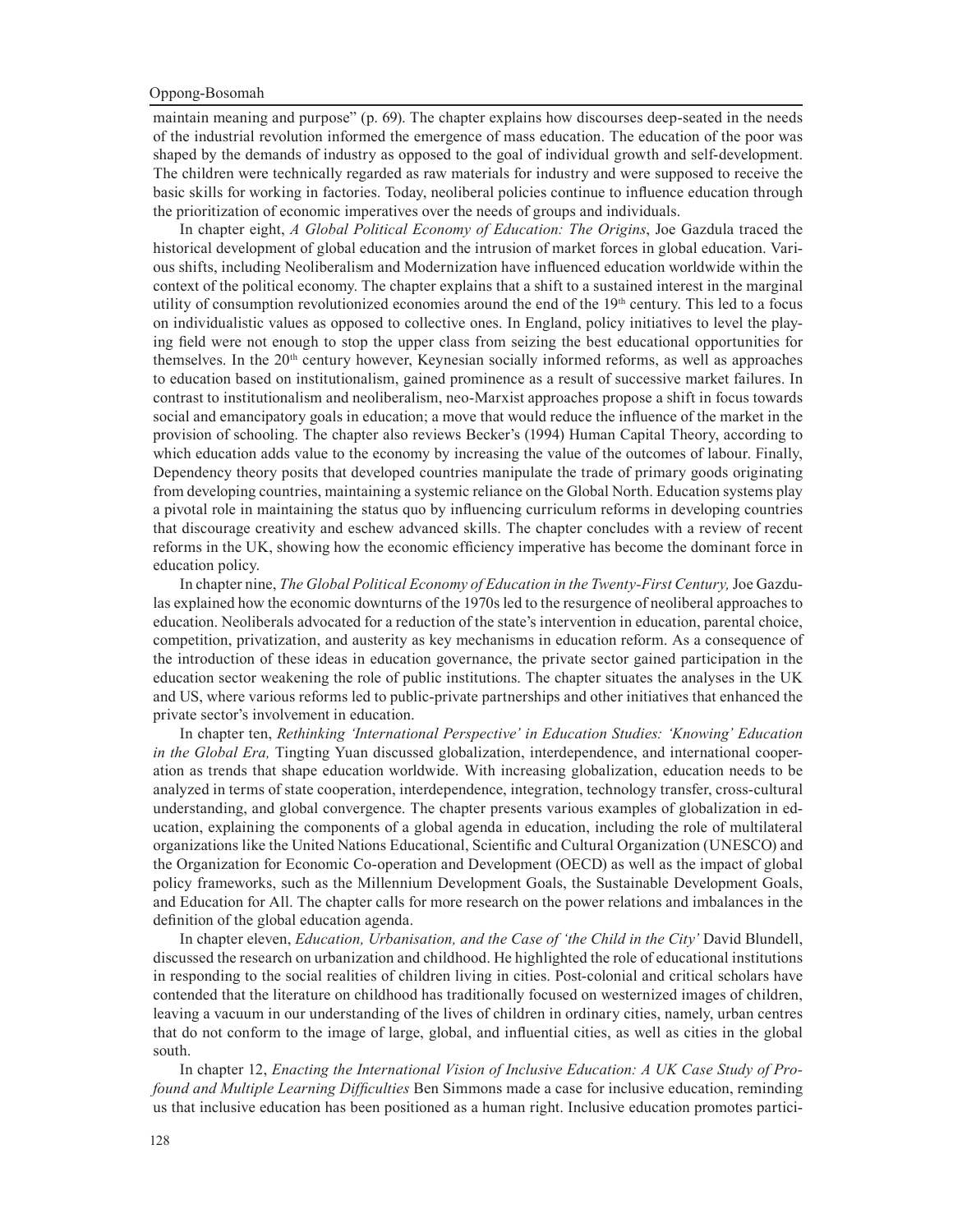maintain meaning and purpose" (p. 69). The chapter explains how discourses deep-seated in the needs of the industrial revolution informed the emergence of mass education. The education of the poor was shaped by the demands of industry as opposed to the goal of individual growth and self-development. The children were technically regarded as raw materials for industry and were supposed to receive the basic skills for working in factories. Today, neoliberal policies continue to influence education through the prioritization of economic imperatives over the needs of groups and individuals.

In chapter eight, *A Global Political Economy of Education: The Origins*, Joe Gazdula traced the historical development of global education and the intrusion of market forces in global education. Various shifts, including Neoliberalism and Modernization have influenced education worldwide within the context of the political economy. The chapter explains that a shift to a sustained interest in the marginal utility of consumption revolutionized economies around the end of the 19th century. This led to a focus on individualistic values as opposed to collective ones. In England, policy initiatives to level the playing field were not enough to stop the upper class from seizing the best educational opportunities for themselves. In the 20th century however, Keynesian socially informed reforms, as well as approaches to education based on institutionalism, gained prominence as a result of successive market failures. In contrast to institutionalism and neoliberalism, neo-Marxist approaches propose a shift in focus towards social and emancipatory goals in education; a move that would reduce the influence of the market in the provision of schooling. The chapter also reviews Becker's (1994) Human Capital Theory, according to which education adds value to the economy by increasing the value of the outcomes of labour. Finally, Dependency theory posits that developed countries manipulate the trade of primary goods originating from developing countries, maintaining a systemic reliance on the Global North. Education systems play a pivotal role in maintaining the status quo by influencing curriculum reforms in developing countries that discourage creativity and eschew advanced skills. The chapter concludes with a review of recent reforms in the UK, showing how the economic efficiency imperative has become the dominant force in education policy.

In chapter nine, *The Global Political Economy of Education in the Twenty-First Century,* Joe Gazdulas explained how the economic downturns of the 1970s led to the resurgence of neoliberal approaches to education. Neoliberals advocated for a reduction of the state's intervention in education, parental choice, competition, privatization, and austerity as key mechanisms in education reform. As a consequence of the introduction of these ideas in education governance, the private sector gained participation in the education sector weakening the role of public institutions. The chapter situates the analyses in the UK and US, where various reforms led to public-private partnerships and other initiatives that enhanced the private sector's involvement in education.

In chapter ten, *Rethinking 'International Perspective' in Education Studies: 'Knowing' Education in the Global Era,* Tingting Yuan discussed globalization, interdependence, and international cooperation as trends that shape education worldwide. With increasing globalization, education needs to be analyzed in terms of state cooperation, interdependence, integration, technology transfer, cross-cultural understanding, and global convergence. The chapter presents various examples of globalization in education, explaining the components of a global agenda in education, including the role of multilateral organizations like the United Nations Educational, Scientific and Cultural Organization (UNESCO) and the Organization for Economic Co-operation and Development (OECD) as well as the impact of global policy frameworks, such as the Millennium Development Goals, the Sustainable Development Goals, and Education for All. The chapter calls for more research on the power relations and imbalances in the definition of the global education agenda.

In chapter eleven, *Education, Urbanisation, and the Case of 'the Child in the City'* David Blundell, discussed the research on urbanization and childhood. He highlighted the role of educational institutions in responding to the social realities of children living in cities. Post-colonial and critical scholars have contended that the literature on childhood has traditionally focused on westernized images of children, leaving a vacuum in our understanding of the lives of children in ordinary cities, namely, urban centres that do not conform to the image of large, global, and influential cities, as well as cities in the global south.

In chapter 12, *Enacting the International Vision of Inclusive Education: A UK Case Study of Profound and Multiple Learning Difficulties* Ben Simmons made a case for inclusive education, reminding us that inclusive education has been positioned as a human right. Inclusive education promotes partici-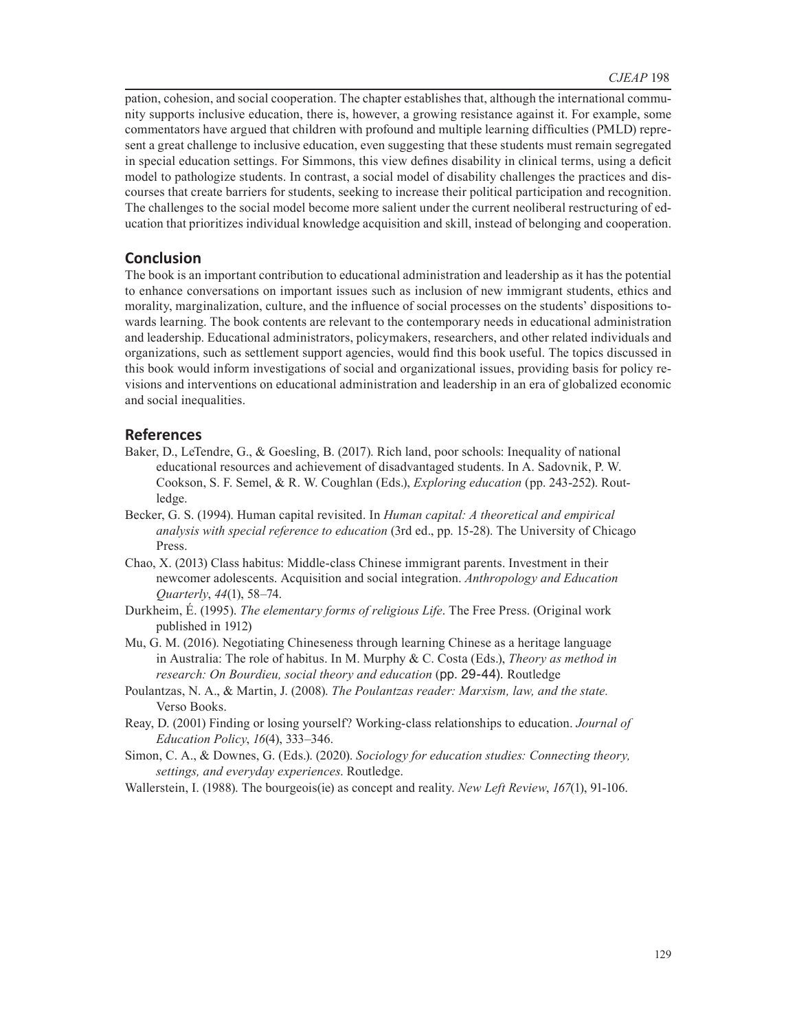pation, cohesion, and social cooperation. The chapter establishes that, although the international community supports inclusive education, there is, however, a growing resistance against it. For example, some commentators have argued that children with profound and multiple learning difficulties (PMLD) represent a great challenge to inclusive education, even suggesting that these students must remain segregated in special education settings. For Simmons, this view defines disability in clinical terms, using a deficit model to pathologize students. In contrast, a social model of disability challenges the practices and discourses that create barriers for students, seeking to increase their political participation and recognition. The challenges to the social model become more salient under the current neoliberal restructuring of education that prioritizes individual knowledge acquisition and skill, instead of belonging and cooperation.

## Conclusion

The book is an important contribution to educational administration and leadership as it has the potential to enhance conversations on important issues such as inclusion of new immigrant students, ethics and morality, marginalization, culture, and the influence of social processes on the students' dispositions towards learning. The book contents are relevant to the contemporary needs in educational administration and leadership. Educational administrators, policymakers, researchers, and other related individuals and organizations, such as settlement support agencies, would find this book useful. The topics discussed in this book would inform investigations of social and organizational issues, providing basis for policy revisions and interventions on educational administration and leadership in an era of globalized economic and social inequalities.

## References

Baker, D., LeTendre, G., & Goesling, B. (2017). Rich land, poor schools: Inequality of national educational resources and achievement of disadvantaged students. In A. Sadovnik, P. W. Cookson, S. F. Semel, & R. W. Coughlan (Eds.), *Exploring education* (pp. 243-252). Routledge.

Becker, G. S. (1994). Human capital revisited. In *Human capital: A theoretical and empirical analysis with special reference to education* (3rd ed., pp. 15-28). The University of Chicago Press.

Chao, X. (2013) Class habitus: Middle-class Chinese immigrant parents. Investment in their newcomer adolescents. Acquisition and social integration. *Anthropology and Education Quarterly*, *44*(1), 58–74.

Durkheim, É. (1995). *The elementary forms of religious Life*. The Free Press. (Original work published in 1912)

Mu, G. M. (2016). Negotiating Chineseness through learning Chinese as a heritage language in Australia: The role of habitus. In M. Murphy & C. Costa (Eds.), *Theory as method in research: On Bourdieu, social theory and education* (pp. 29-44). Routledge

Poulantzas, N. A., & Martin, J. (2008). *The Poulantzas reader: Marxism, law, and the state.* Verso Books.

Reay, D. (2001) Finding or losing yourself? Working-class relationships to education. *Journal of Education Policy*, *16*(4), 333–346.

Simon, C. A., & Downes, G. (Eds.). (2020). *Sociology for education studies: Connecting theory, settings, and everyday experiences*. Routledge.

Wallerstein, I. (1988). The bourgeois(ie) as concept and reality. *New Left Review*, *167*(1), 91-106.